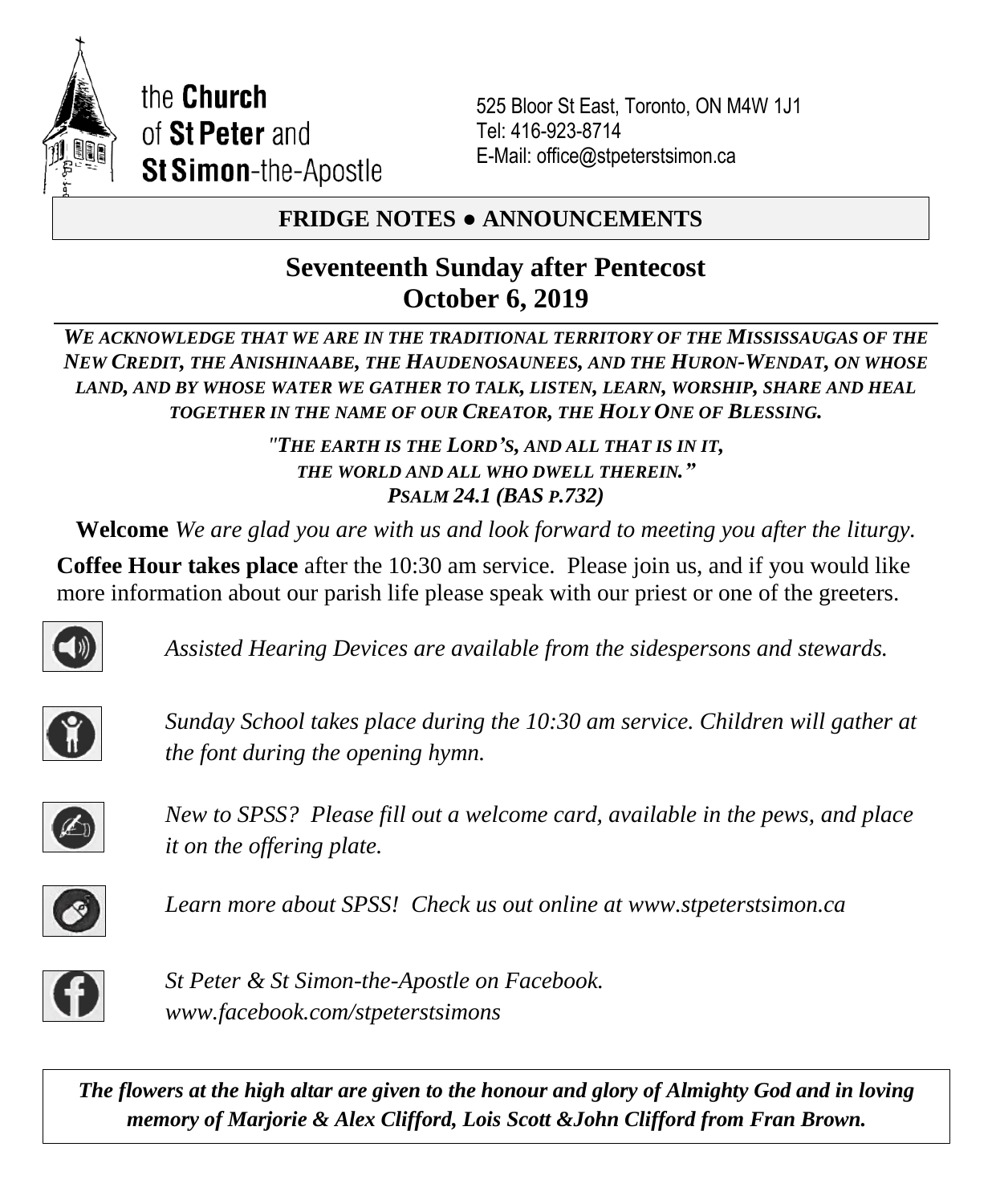the **Church** of **St Peter** and **St Simon**-the-Apostle

525 Bloor St East, Toronto, ON M4W 1J1
Tel: 416-923-8714
E-Mail: office@stpeterstsimon.ca

## FRIDGE NOTES ● ANNOUNCEMENTS

# Seventeenth Sunday after Pentecost
# October 6, 2019

***WE ACKNOWLEDGE THAT WE ARE IN THE TRADITIONAL TERRITORY OF THE MISSISSAUGAS OF THE NEW CREDIT, THE ANISHINAABE, THE HAUDENOSAUNEES, AND THE HURON-WENDAT, ON WHOSE LAND, AND BY WHOSE WATER WE GATHER TO TALK, LISTEN, LEARN, WORSHIP, SHARE AND HEAL TOGETHER IN THE NAME OF OUR CREATOR, THE HOLY ONE OF BLESSING.***

*"THE EARTH IS THE LORD'S, AND ALL THAT IS IN IT,*
*THE WORLD AND ALL WHO DWELL THEREIN."*
*PSALM 24.1 (BAS P.732)*

**Welcome** *We are glad you are with us and look forward to meeting you after the liturgy.*

**Coffee Hour takes place** after the 10:30 am service. Please join us, and if you would like more information about our parish life please speak with our priest or one of the greeters.

*Assisted Hearing Devices are available from the sidespersons and stewards.*

*Sunday School takes place during the 10:30 am service. Children will gather at the font during the opening hymn.*

*New to SPSS? Please fill out a welcome card, available in the pews, and place it on the offering plate.*

*Learn more about SPSS! Check us out online at www.stpeterstsimon.ca*

*St Peter & St Simon-the-Apostle on Facebook.*
*www.facebook.com/stpeterstsimons*

***The flowers at the high altar are given to the honour and glory of Almighty God and in loving memory of Marjorie & Alex Clifford, Lois Scott &John Clifford from Fran Brown.***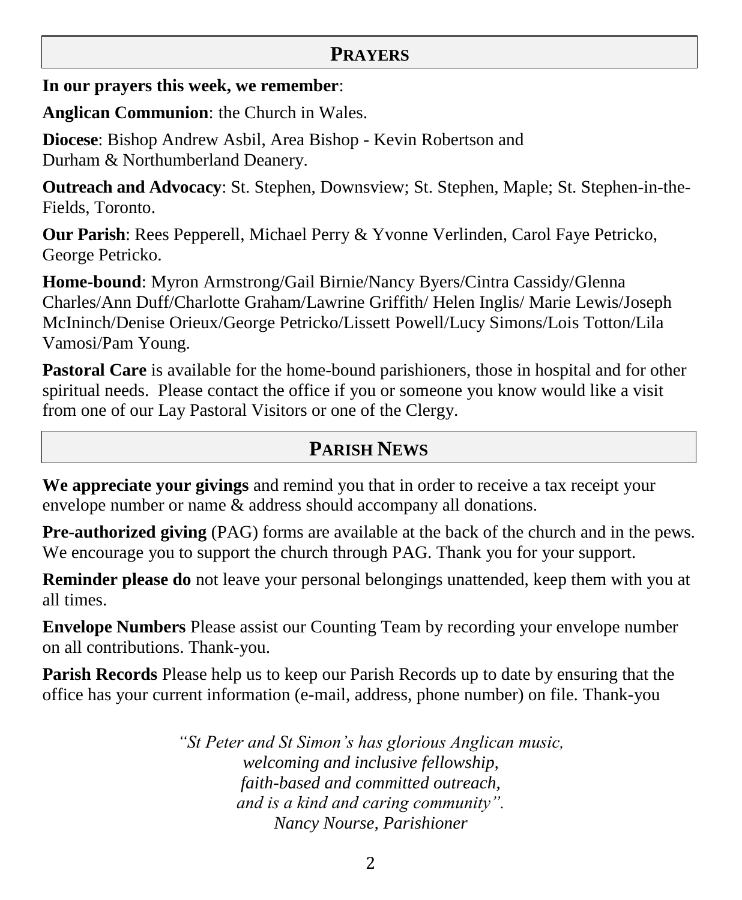## PRAYERS

**In our prayers this week, we remember**:

**Anglican Communion**: the Church in Wales.

**Diocese**: Bishop Andrew Asbil, Area Bishop - Kevin Robertson and Durham & Northumberland Deanery.

**Outreach and Advocacy**: St. Stephen, Downsview; St. Stephen, Maple; St. Stephen-in-the-Fields, Toronto.

**Our Parish**: Rees Pepperell, Michael Perry & Yvonne Verlinden, Carol Faye Petricko, George Petricko.

**Home-bound**: Myron Armstrong/Gail Birnie/Nancy Byers/Cintra Cassidy/Glenna Charles/Ann Duff/Charlotte Graham/Lawrine Griffith/ Helen Inglis/ Marie Lewis/Joseph McIninch/Denise Orieux/George Petricko/Lissett Powell/Lucy Simons/Lois Totton/Lila Vamosi/Pam Young.

**Pastoral Care** is available for the home-bound parishioners, those in hospital and for other spiritual needs. Please contact the office if you or someone you know would like a visit from one of our Lay Pastoral Visitors or one of the Clergy.

## PARISH NEWS

**We appreciate your givings** and remind you that in order to receive a tax receipt your envelope number or name & address should accompany all donations.

**Pre-authorized giving** (PAG) forms are available at the back of the church and in the pews. We encourage you to support the church through PAG. Thank you for your support.

**Reminder please do** not leave your personal belongings unattended, keep them with you at all times.

**Envelope Numbers** Please assist our Counting Team by recording your envelope number on all contributions. Thank-you.

**Parish Records** Please help us to keep our Parish Records up to date by ensuring that the office has your current information (e-mail, address, phone number) on file. Thank-you

*"St Peter and St Simon's has glorious Anglican music,*
*welcoming and inclusive fellowship,*
*faith-based and committed outreach,*
*and is a kind and caring community".*
*Nancy Nourse, Parishioner*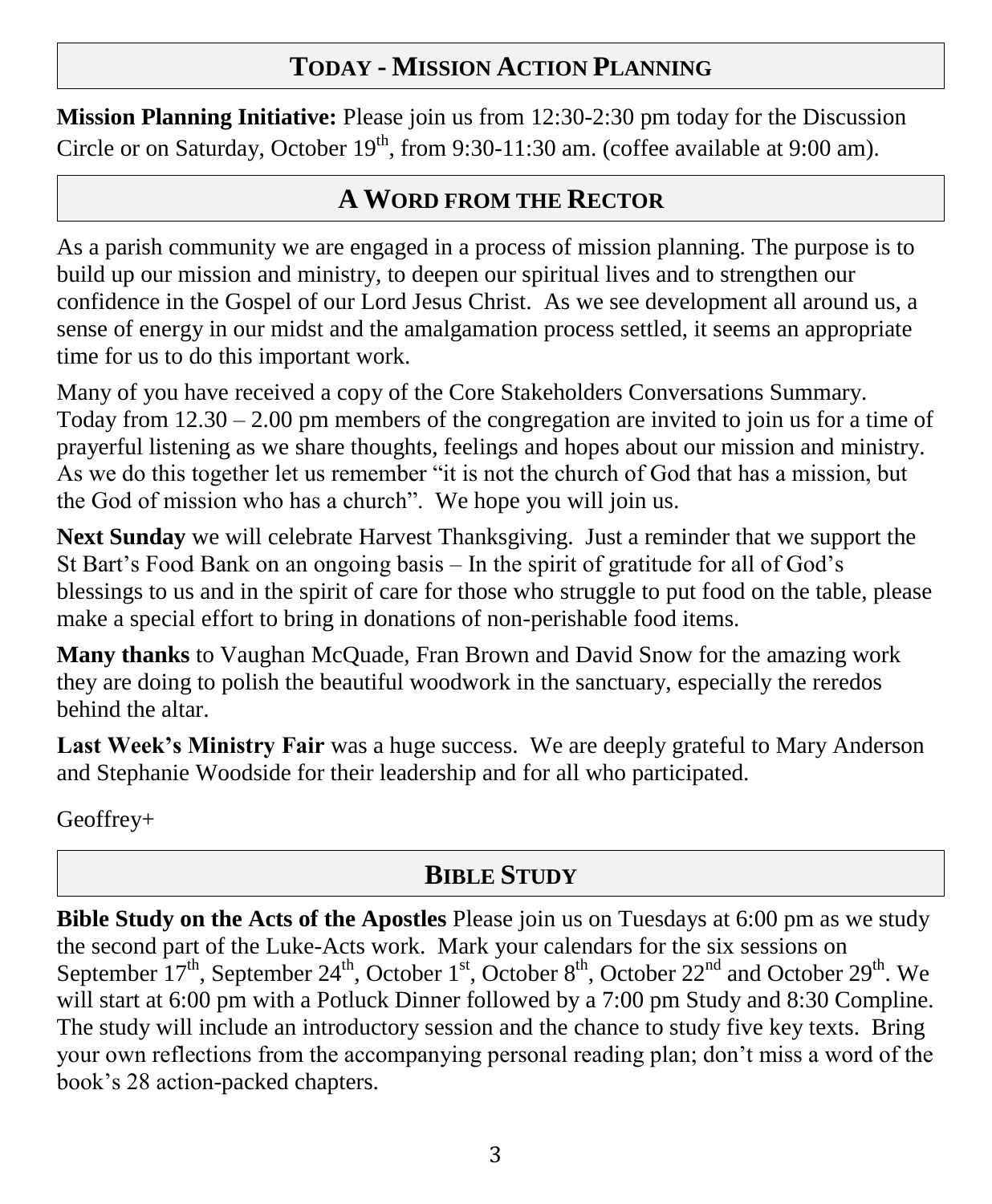## TODAY - MISSION ACTION PLANNING

**Mission Planning Initiative:** Please join us from 12:30-2:30 pm today for the Discussion Circle or on Saturday, October 19th, from 9:30-11:30 am. (coffee available at 9:00 am).

## A WORD FROM THE RECTOR

As a parish community we are engaged in a process of mission planning. The purpose is to build up our mission and ministry, to deepen our spiritual lives and to strengthen our confidence in the Gospel of our Lord Jesus Christ. As we see development all around us, a sense of energy in our midst and the amalgamation process settled, it seems an appropriate time for us to do this important work.

Many of you have received a copy of the Core Stakeholders Conversations Summary. Today from 12.30 – 2.00 pm members of the congregation are invited to join us for a time of prayerful listening as we share thoughts, feelings and hopes about our mission and ministry. As we do this together let us remember "it is not the church of God that has a mission, but the God of mission who has a church". We hope you will join us.

**Next Sunday** we will celebrate Harvest Thanksgiving. Just a reminder that we support the St Bart's Food Bank on an ongoing basis – In the spirit of gratitude for all of God's blessings to us and in the spirit of care for those who struggle to put food on the table, please make a special effort to bring in donations of non-perishable food items.

**Many thanks** to Vaughan McQuade, Fran Brown and David Snow for the amazing work they are doing to polish the beautiful woodwork in the sanctuary, especially the reredos behind the altar.

**Last Week's Ministry Fair** was a huge success. We are deeply grateful to Mary Anderson and Stephanie Woodside for their leadership and for all who participated.

Geoffrey+

## BIBLE STUDY

**Bible Study on the Acts of the Apostles** Please join us on Tuesdays at 6:00 pm as we study the second part of the Luke-Acts work. Mark your calendars for the six sessions on September 17th, September 24th, October 1st, October 8th, October 22nd and October 29th. We will start at 6:00 pm with a Potluck Dinner followed by a 7:00 pm Study and 8:30 Compline. The study will include an introductory session and the chance to study five key texts. Bring your own reflections from the accompanying personal reading plan; don't miss a word of the book's 28 action-packed chapters.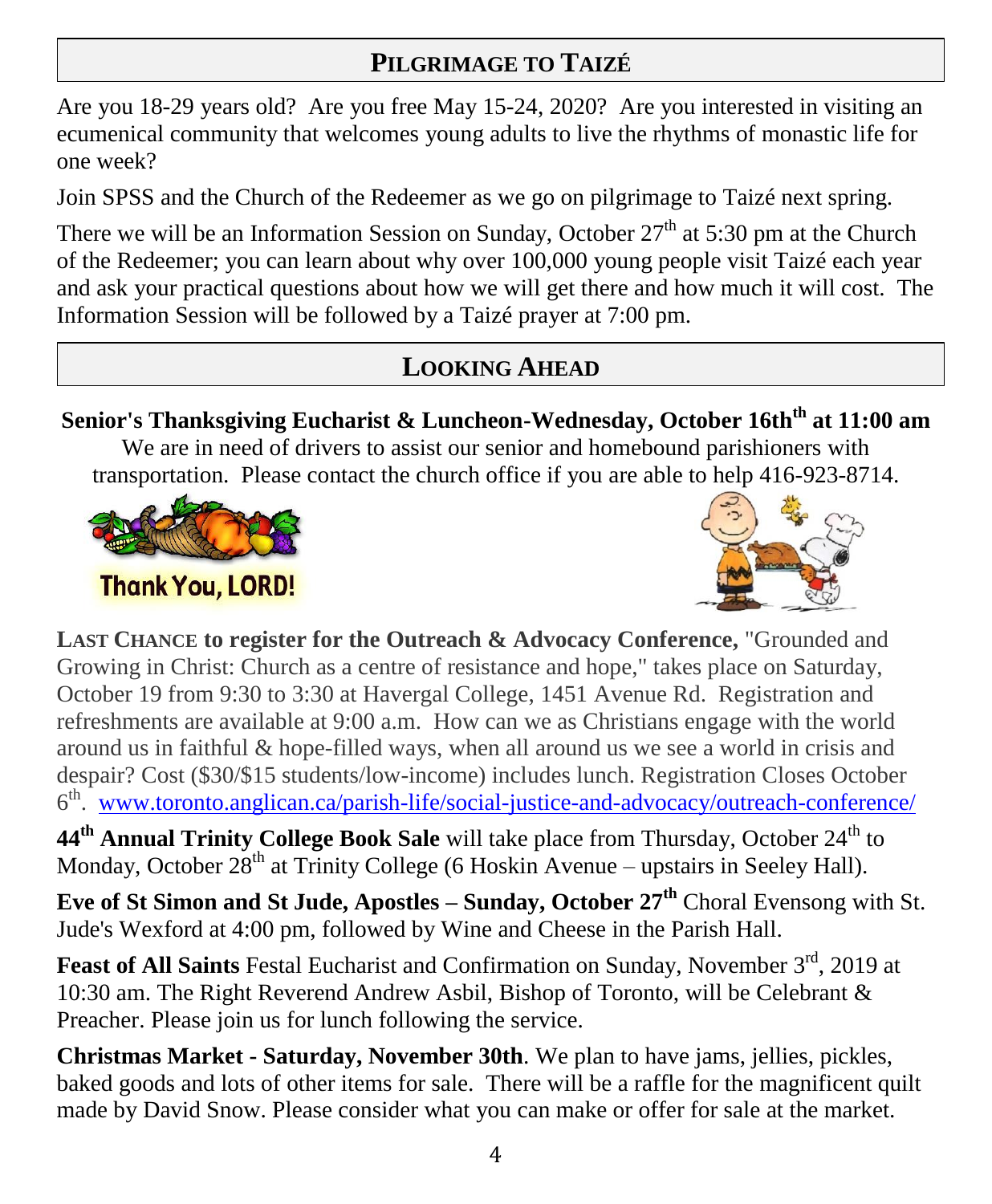## Pilgrimage to Taizé

Are you 18-29 years old? Are you free May 15-24, 2020? Are you interested in visiting an ecumenical community that welcomes young adults to live the rhythms of monastic life for one week?

Join SPSS and the Church of the Redeemer as we go on pilgrimage to Taizé next spring.

There we will be an Information Session on Sunday, October 27th at 5:30 pm at the Church of the Redeemer; you can learn about why over 100,000 young people visit Taizé each year and ask your practical questions about how we will get there and how much it will cost. The Information Session will be followed by a Taizé prayer at 7:00 pm.

## Looking Ahead

**Senior's Thanksgiving Eucharist & Luncheon-Wednesday, October 16th at 11:00 am**

We are in need of drivers to assist our senior and homebound parishioners with transportation. Please contact the church office if you are able to help 416-923-8714.

Thank You, LORD!

**Last Chance to register for the Outreach & Advocacy Conference,** "Grounded and Growing in Christ: Church as a centre of resistance and hope," takes place on Saturday, October 19 from 9:30 to 3:30 at Havergal College, 1451 Avenue Rd. Registration and refreshments are available at 9:00 a.m. How can we as Christians engage with the world around us in faithful & hope-filled ways, when all around us we see a world in crisis and despair? Cost ($30/$15 students/low-income) includes lunch. Registration Closes October 6th. www.toronto.anglican.ca/parish-life/social-justice-and-advocacy/outreach-conference/

**44th Annual Trinity College Book Sale** will take place from Thursday, October 24th to Monday, October 28th at Trinity College (6 Hoskin Avenue – upstairs in Seeley Hall).

**Eve of St Simon and St Jude, Apostles – Sunday, October 27th** Choral Evensong with St. Jude's Wexford at 4:00 pm, followed by Wine and Cheese in the Parish Hall.

**Feast of All Saints** Festal Eucharist and Confirmation on Sunday, November 3rd, 2019 at 10:30 am. The Right Reverend Andrew Asbil, Bishop of Toronto, will be Celebrant & Preacher. Please join us for lunch following the service.

**Christmas Market - Saturday, November 30th**. We plan to have jams, jellies, pickles, baked goods and lots of other items for sale. There will be a raffle for the magnificent quilt made by David Snow. Please consider what you can make or offer for sale at the market.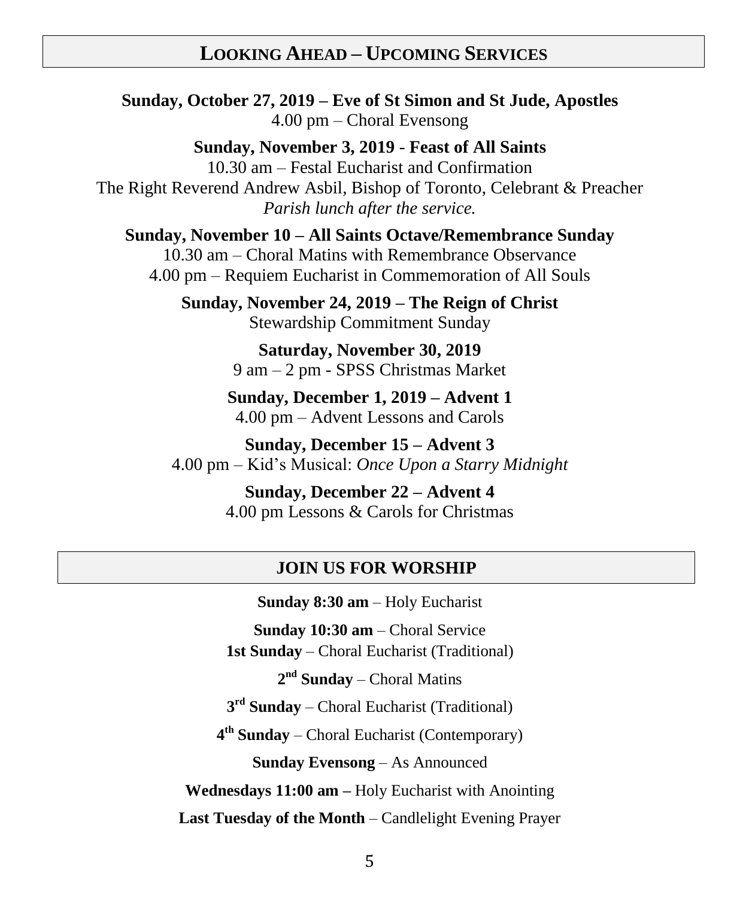## LOOKING AHEAD – UPCOMING SERVICES

**Sunday, October 27, 2019 – Eve of St Simon and St Jude, Apostles**
4.00 pm – Choral Evensong

**Sunday, November 3, 2019 - Feast of All Saints**
10.30 am – Festal Eucharist and Confirmation
The Right Reverend Andrew Asbil, Bishop of Toronto, Celebrant & Preacher
*Parish lunch after the service.*

**Sunday, November 10 – All Saints Octave/Remembrance Sunday**
10.30 am – Choral Matins with Remembrance Observance
4.00 pm – Requiem Eucharist in Commemoration of All Souls

**Sunday, November 24, 2019 – The Reign of Christ**
Stewardship Commitment Sunday

**Saturday, November 30, 2019**
9 am – 2 pm - SPSS Christmas Market

**Sunday, December 1, 2019 – Advent 1**
4.00 pm – Advent Lessons and Carols

**Sunday, December 15 – Advent 3**
4.00 pm – Kid's Musical: *Once Upon a Starry Midnight*

**Sunday, December 22 – Advent 4**
4.00 pm Lessons & Carols for Christmas

## JOIN US FOR WORSHIP

**Sunday 8:30 am** – Holy Eucharist

**Sunday 10:30 am** – Choral Service
**1st Sunday** – Choral Eucharist (Traditional)

**2nd Sunday** – Choral Matins

**3rd Sunday** – Choral Eucharist (Traditional)

**4th Sunday** – Choral Eucharist (Contemporary)

**Sunday Evensong** – As Announced

**Wednesdays 11:00 am –** Holy Eucharist with Anointing

**Last Tuesday of the Month** – Candlelight Evening Prayer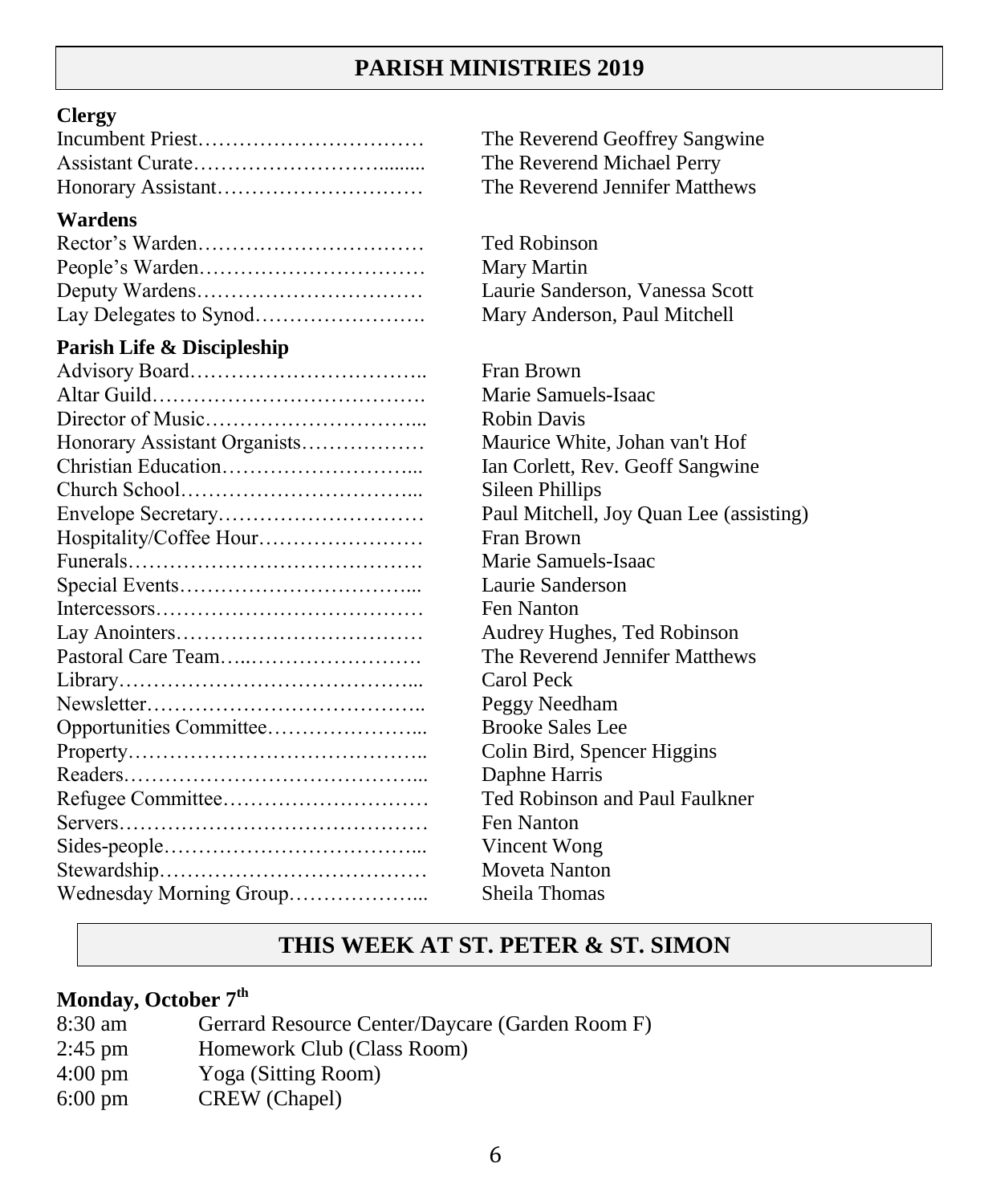## PARISH MINISTRIES 2019

**Clergy**

Incumbent Priest……………………………. The Reverend Geoffrey Sangwine
Assistant Curate………………………......... The Reverend Michael Perry
Honorary Assistant………………………… The Reverend Jennifer Matthews

**Wardens**

Rector's Warden……………………………. Ted Robinson
People's Warden……………………………. Mary Martin
Deputy Wardens……………………………. Laurie Sanderson, Vanessa Scott
Lay Delegates to Synod……………………. Mary Anderson, Paul Mitchell

**Parish Life & Discipleship**

Advisory Board…………………………….. Fran Brown
Altar Guild…………………………………. Marie Samuels-Isaac
Director of Music…………………………... Robin Davis
Honorary Assistant Organists……………… Maurice White, Johan van't Hof
Christian Education………………………... Ian Corlett, Rev. Geoff Sangwine
Church School……………………………... Sileen Phillips
Envelope Secretary………………………… Paul Mitchell, Joy Quan Lee (assisting)
Hospitality/Coffee Hour……………………. Fran Brown
Funerals……………………………………. Marie Samuels-Isaac
Special Events……………………………... Laurie Sanderson
Intercessors………………………………… Fen Nanton
Lay Anointers……………………………… Audrey Hughes, Ted Robinson
Pastoral Care Team…..……………………. The Reverend Jennifer Matthews
Library……………………………………... Carol Peck
Newsletter………………………………….. Peggy Needham
Opportunities Committee…………………... Brooke Sales Lee
Property…………………………………….. Colin Bird, Spencer Higgins
Readers……………………………………... Daphne Harris
Refugee Committee………………………… Ted Robinson and Paul Faulkner
Servers……………………………………… Fen Nanton
Sides-people………………………………... Vincent Wong
Stewardship………………………………… Moveta Nanton
Wednesday Morning Group………………... Sheila Thomas

## THIS WEEK AT ST. PETER & ST. SIMON

**Monday, October 7th**

8:30 am Gerrard Resource Center/Daycare (Garden Room F)
2:45 pm Homework Club (Class Room)
4:00 pm Yoga (Sitting Room)
6:00 pm CREW (Chapel)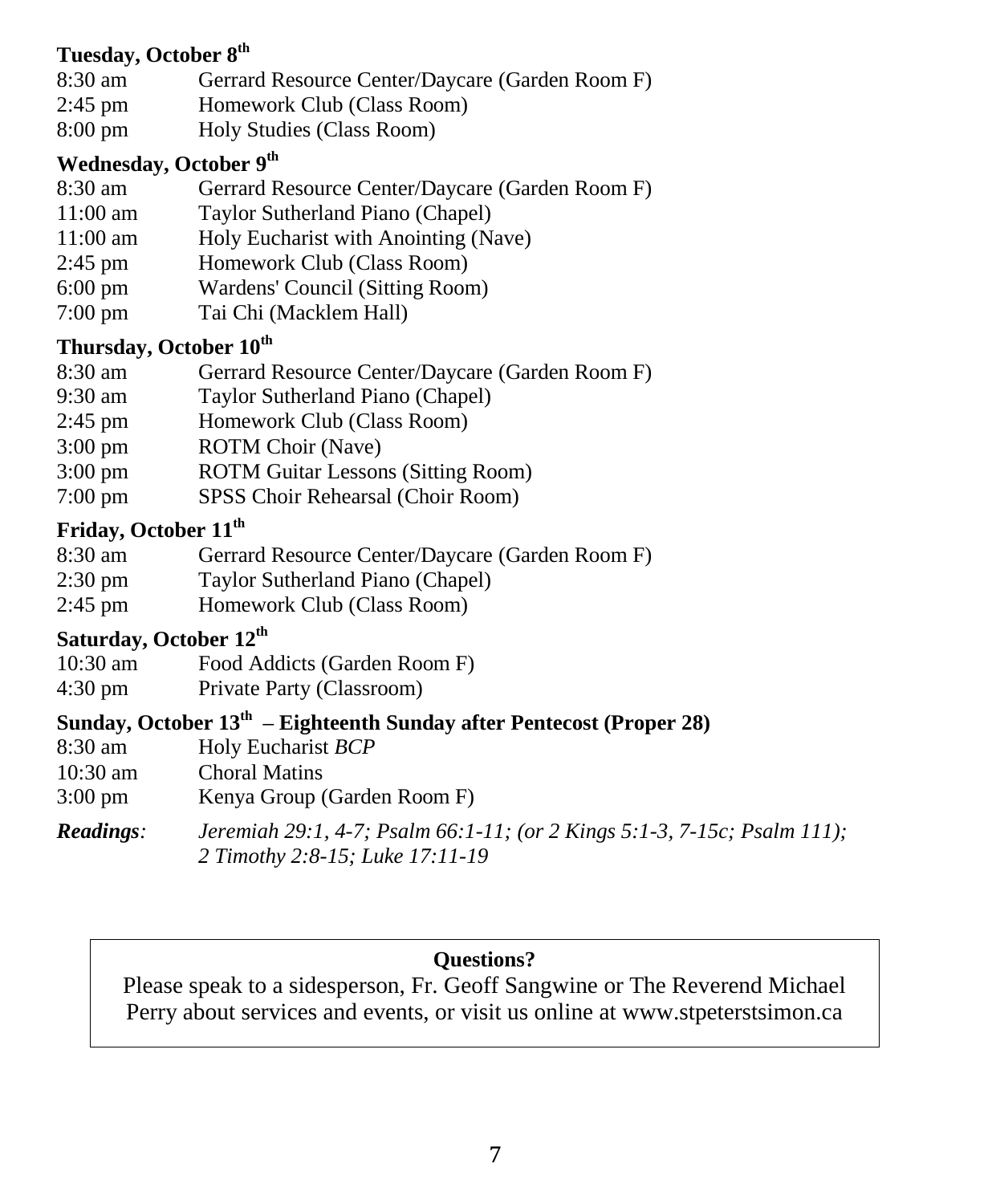### Tuesday, October 8th

| | |
|---|---|
| 8:30 am | Gerrard Resource Center/Daycare (Garden Room F) |
| 2:45 pm | Homework Club (Class Room) |
| 8:00 pm | Holy Studies (Class Room) |

### Wednesday, October 9th

| | |
|---|---|
| 8:30 am | Gerrard Resource Center/Daycare (Garden Room F) |
| 11:00 am | Taylor Sutherland Piano (Chapel) |
| 11:00 am | Holy Eucharist with Anointing (Nave) |
| 2:45 pm | Homework Club (Class Room) |
| 6:00 pm | Wardens' Council (Sitting Room) |
| 7:00 pm | Tai Chi (Macklem Hall) |

### Thursday, October 10th

| | |
|---|---|
| 8:30 am | Gerrard Resource Center/Daycare (Garden Room F) |
| 9:30 am | Taylor Sutherland Piano (Chapel) |
| 2:45 pm | Homework Club (Class Room) |
| 3:00 pm | ROTM Choir (Nave) |
| 3:00 pm | ROTM Guitar Lessons (Sitting Room) |
| 7:00 pm | SPSS Choir Rehearsal (Choir Room) |

### Friday, October 11th

| | |
|---|---|
| 8:30 am | Gerrard Resource Center/Daycare (Garden Room F) |
| 2:30 pm | Taylor Sutherland Piano (Chapel) |
| 2:45 pm | Homework Club (Class Room) |

### Saturday, October 12th

| | |
|---|---|
| 10:30 am | Food Addicts (Garden Room F) |
| 4:30 pm | Private Party (Classroom) |

### Sunday, October 13th – Eighteenth Sunday after Pentecost (Proper 28)

| | |
|---|---|
| 8:30 am | Holy Eucharist *BCP* |
| 10:30 am | Choral Matins |
| 3:00 pm | Kenya Group (Garden Room F) |

***Readings:*** *Jeremiah 29:1, 4-7; Psalm 66:1-11; (or 2 Kings 5:1-3, 7-15c; Psalm 111); 2 Timothy 2:8-15; Luke 17:11-19*

**Questions?**

Please speak to a sidesperson, Fr. Geoff Sangwine or The Reverend Michael Perry about services and events, or visit us online at www.stpeterstsimon.ca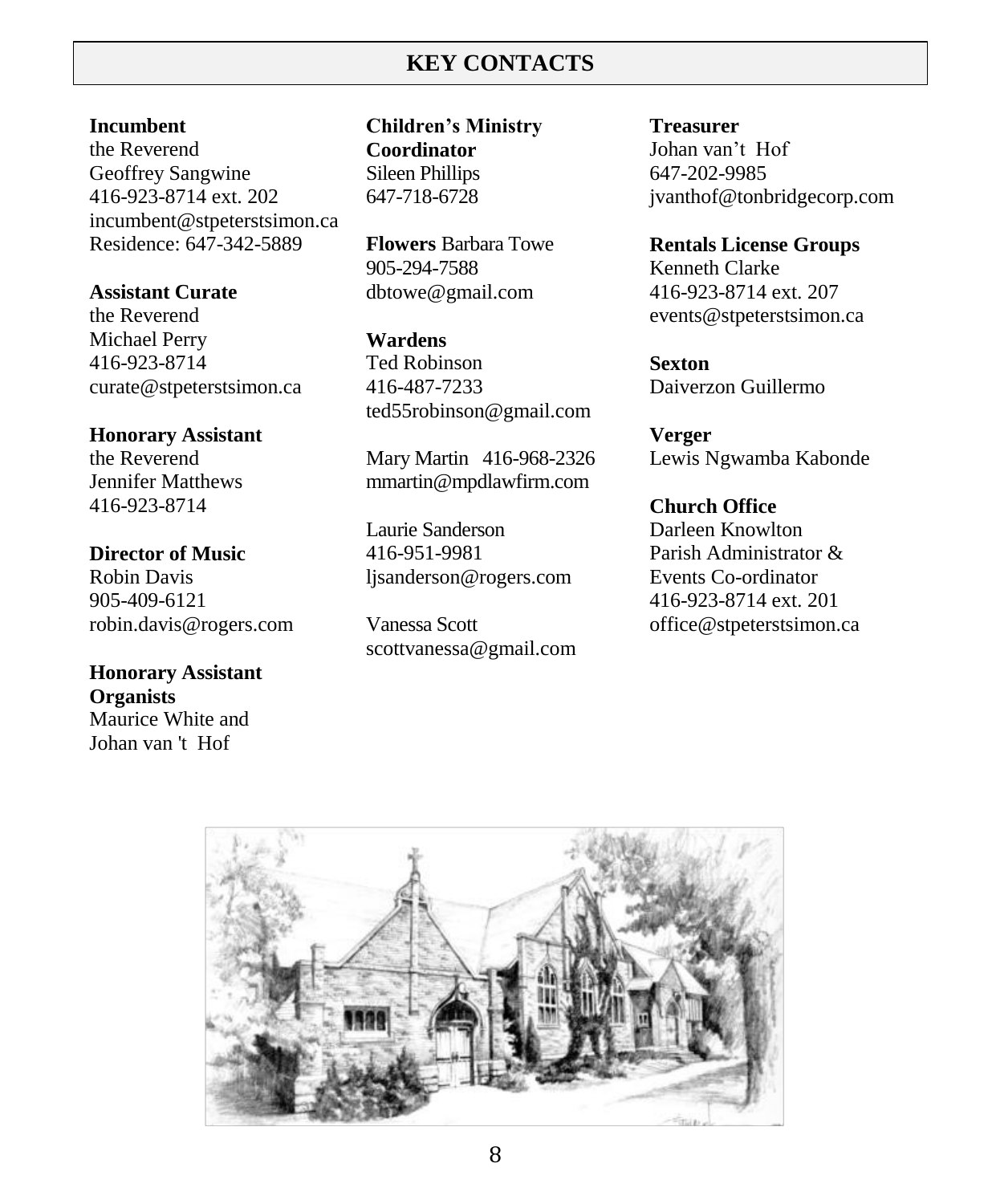# KEY CONTACTS

**Incumbent**
the Reverend
Geoffrey Sangwine
416-923-8714 ext. 202
incumbent@stpeterstsimon.ca
Residence: 647-342-5889

**Assistant Curate**
the Reverend
Michael Perry
416-923-8714
curate@stpeterstsimon.ca

**Honorary Assistant**
the Reverend
Jennifer Matthews
416-923-8714

**Director of Music**
Robin Davis
905-409-6121
robin.davis@rogers.com

**Honorary Assistant Organists**
Maurice White and
Johan van 't Hof

**Children's Ministry Coordinator**
Sileen Phillips
647-718-6728

**Flowers** Barbara Towe
905-294-7588
dbtowe@gmail.com

**Wardens**
Ted Robinson
416-487-7233
ted55robinson@gmail.com

Mary Martin 416-968-2326
mmartin@mpdlawfirm.com

Laurie Sanderson
416-951-9981
ljsanderson@rogers.com

Vanessa Scott
scottvanessa@gmail.com

**Treasurer**
Johan van't Hof
647-202-9985
jvanthof@tonbridgecorp.com

**Rentals License Groups**
Kenneth Clarke
416-923-8714 ext. 207
events@stpeterstsimon.ca

**Sexton**
Daiverzon Guillermo

**Verger**
Lewis Ngwamba Kabonde

**Church Office**
Darleen Knowlton
Parish Administrator &
Events Co-ordinator
416-923-8714 ext. 201
office@stpeterstsimon.ca